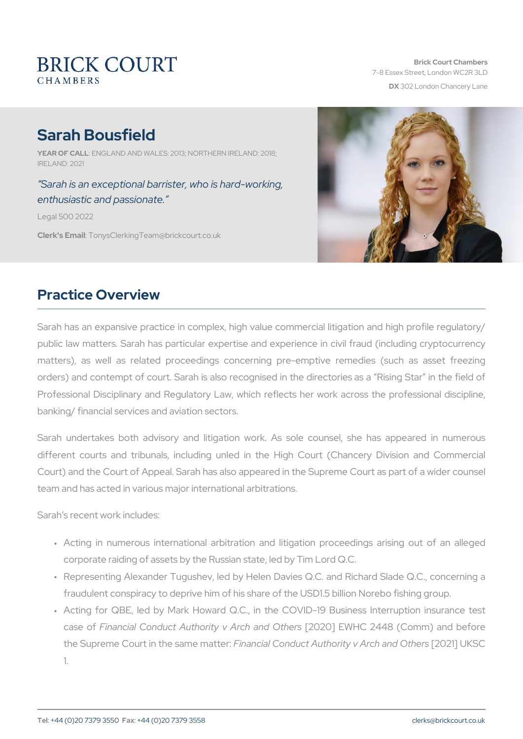# BRICK COURT
CHAMBERS

**Brick Court Chambers**
7-8 Essex Street, London WC2R 3LD
**DX** 302 London Chancery Lane

# Sarah Bousfield

**YEAR OF CALL**: ENGLAND AND WALES: 2013; NORTHERN IRELAND: 2018; IRELAND: 2021

*"Sarah is an exceptional barrister, who is hard-working, enthusiastic and passionate."*

Legal 500 2022

**Clerk's Email**: TonysClerkingTeam@brickcourt.co.uk

## Practice Overview

Sarah has an expansive practice in complex, high value commercial litigation and high profile regulatory/ public law matters. Sarah has particular expertise and experience in civil fraud (including cryptocurrency matters), as well as related proceedings concerning pre-emptive remedies (such as asset freezing orders) and contempt of court. Sarah is also recognised in the directories as a "Rising Star" in the field of Professional Disciplinary and Regulatory Law, which reflects her work across the professional discipline, banking/ financial services and aviation sectors.

Sarah undertakes both advisory and litigation work. As sole counsel, she has appeared in numerous different courts and tribunals, including unled in the High Court (Chancery Division and Commercial Court) and the Court of Appeal. Sarah has also appeared in the Supreme Court as part of a wider counsel team and has acted in various major international arbitrations.

Sarah's recent work includes:

- Acting in numerous international arbitration and litigation proceedings arising out of an alleged corporate raiding of assets by the Russian state, led by Tim Lord Q.C.
- Representing Alexander Tugushev, led by Helen Davies Q.C. and Richard Slade Q.C., concerning a fraudulent conspiracy to deprive him of his share of the USD1.5 billion Norebo fishing group.
- Acting for QBE, led by Mark Howard Q.C., in the COVID-19 Business Interruption insurance test case of *Financial Conduct Authority v Arch and Others* [2020] EWHC 2448 (Comm) and before the Supreme Court in the same matter: *Financial Conduct Authority v Arch and Others* [2021] UKSC 1.

**Tel**: +44 (0)20 7379 3550 **Fax**: +44 (0)20 7379 3558 clerks@brickcourt.co.uk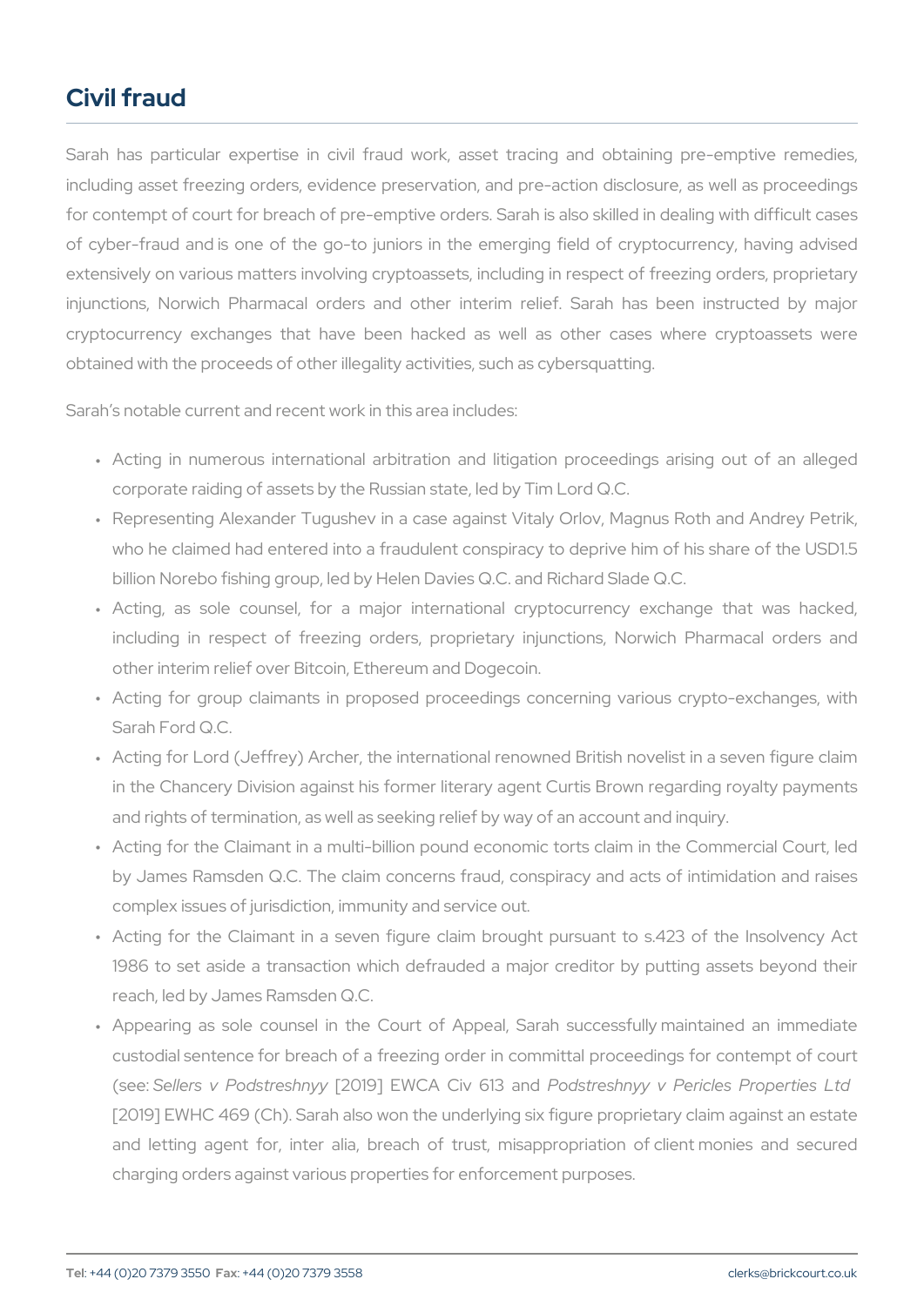# Civil fraud

Sarah has particular expertise in civil fraud work, asset tracing and obtaining pre-emptive remedies, including asset freezing orders, evidence preservation, and pre-action disclosure, as well as proceedings for contempt of court for breach of pre-emptive orders. Sarah is also skilled in dealing with difficult cases of cyber-fraud and is one of the go-to juniors in the emerging field of cryptocurrency, having advised extensively on various matters involving cryptoassets, including in respect of freezing orders, proprietary injunctions, Norwich Pharmacal orders and other interim relief. Sarah has been instructed by major cryptocurrency exchanges that have been hacked as well as other cases where cryptoassets were obtained with the proceeds of other illegality activities, such as cybersquatting.

Sarah's notable current and recent work in this area includes:

- Acting in numerous international arbitration and litigation proceedings arising out of an alleged corporate raiding of assets by the Russian state, led by Tim Lord Q.C.
- Representing Alexander Tugushev in a case against Vitaly Orlov, Magnus Roth and Andrey Petrik, who he claimed had entered into a fraudulent conspiracy to deprive him of his share of the USD1.5 billion Norebo fishing group, led by Helen Davies Q.C. and Richard Slade Q.C.
- Acting, as sole counsel, for a major international cryptocurrency exchange that was hacked, including in respect of freezing orders, proprietary injunctions, Norwich Pharmacal orders and other interim relief over Bitcoin, Ethereum and Dogecoin.
- Acting for group claimants in proposed proceedings concerning various crypto-exchanges, with Sarah Ford Q.C.
- Acting for Lord (Jeffrey) Archer, the international renowned British novelist in a seven figure claim in the Chancery Division against his former literary agent Curtis Brown regarding royalty payments and rights of termination, as well as seeking relief by way of an account and inquiry.
- Acting for the Claimant in a multi-billion pound economic torts claim in the Commercial Court, led by James Ramsden Q.C. The claim concerns fraud, conspiracy and acts of intimidation and raises complex issues of jurisdiction, immunity and service out.
- Acting for the Claimant in a seven figure claim brought pursuant to s.423 of the Insolvency Act 1986 to set aside a transaction which defrauded a major creditor by putting assets beyond their reach, led by James Ramsden Q.C.
- Appearing as sole counsel in the Court of Appeal, Sarah successfully maintained an immediate custodial sentence for breach of a freezing order in committal proceedings for contempt of court (see: *Sellers v Podstreshnyy* [2019] EWCA Civ 613 and *Podstreshnyy v Pericles Properties Ltd* [2019] EWHC 469 (Ch). Sarah also won the underlying six figure proprietary claim against an estate and letting agent for, inter alia, breach of trust, misappropriation of client monies and secured charging orders against various properties for enforcement purposes.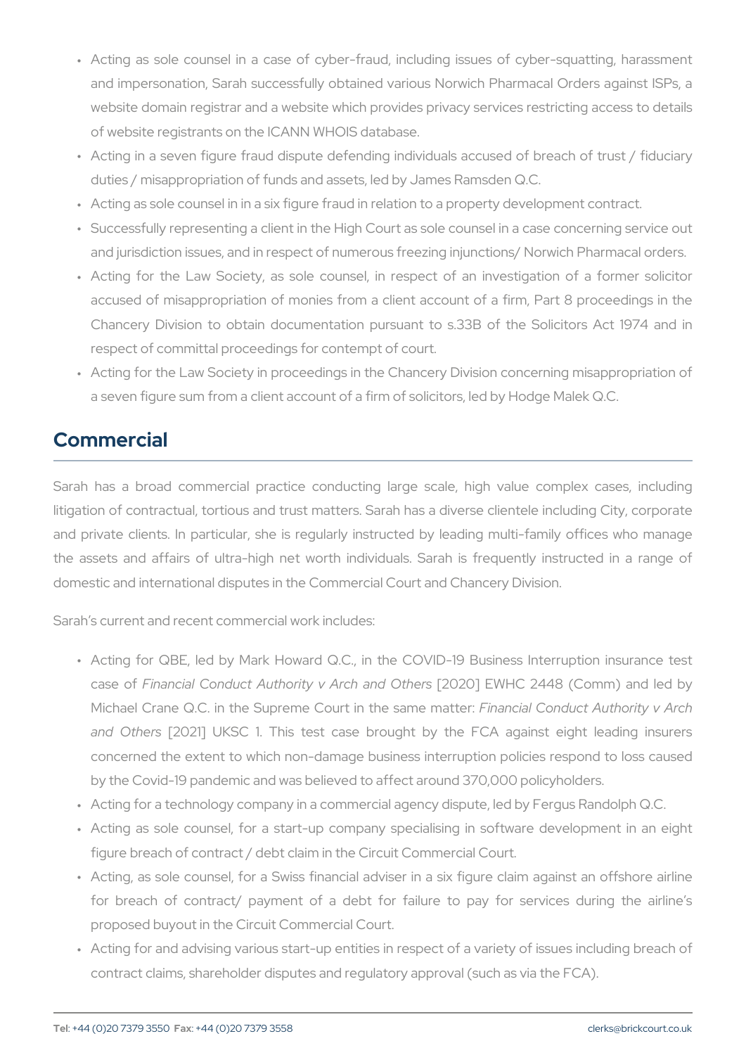- Acting as sole counsel in a case of cyber-fraud, including issues of cyber-squatting, harassment and impersonation, Sarah successfully obtained various Norwich Pharmacal Orders against ISPs, a website domain registrar and a website which provides privacy services restricting access to details of website registrants on the ICANN WHOIS database.
- Acting in a seven figure fraud dispute defending individuals accused of breach of trust / fiduciary duties / misappropriation of funds and assets, led by James Ramsden Q.C.
- Acting as sole counsel in in a six figure fraud in relation to a property development contract.
- Successfully representing a client in the High Court as sole counsel in a case concerning service out and jurisdiction issues, and in respect of numerous freezing injunctions/ Norwich Pharmacal orders.
- Acting for the Law Society, as sole counsel, in respect of an investigation of a former solicitor accused of misappropriation of monies from a client account of a firm, Part 8 proceedings in the Chancery Division to obtain documentation pursuant to s.33B of the Solicitors Act 1974 and in respect of committal proceedings for contempt of court.
- Acting for the Law Society in proceedings in the Chancery Division concerning misappropriation of a seven figure sum from a client account of a firm of solicitors, led by Hodge Malek Q.C.

## Commercial

Sarah has a broad commercial practice conducting large scale, high value complex cases, including litigation of contractual, tortious and trust matters. Sarah has a diverse clientele including City, corporate and private clients. In particular, she is regularly instructed by leading multi-family offices who manage the assets and affairs of ultra-high net worth individuals. Sarah is frequently instructed in a range of domestic and international disputes in the Commercial Court and Chancery Division.

Sarah's current and recent commercial work includes:

- Acting for QBE, led by Mark Howard Q.C., in the COVID-19 Business Interruption insurance test case of *Financial Conduct Authority v Arch and Others* [2020] EWHC 2448 (Comm) and led by Michael Crane Q.C. in the Supreme Court in the same matter: *Financial Conduct Authority v Arch and Others* [2021] UKSC 1. This test case brought by the FCA against eight leading insurers concerned the extent to which non-damage business interruption policies respond to loss caused by the Covid-19 pandemic and was believed to affect around 370,000 policyholders.
- Acting for a technology company in a commercial agency dispute, led by Fergus Randolph Q.C.
- Acting as sole counsel, for a start-up company specialising in software development in an eight figure breach of contract / debt claim in the Circuit Commercial Court.
- Acting, as sole counsel, for a Swiss financial adviser in a six figure claim against an offshore airline for breach of contract/ payment of a debt for failure to pay for services during the airline's proposed buyout in the Circuit Commercial Court.
- Acting for and advising various start-up entities in respect of a variety of issues including breach of contract claims, shareholder disputes and regulatory approval (such as via the FCA).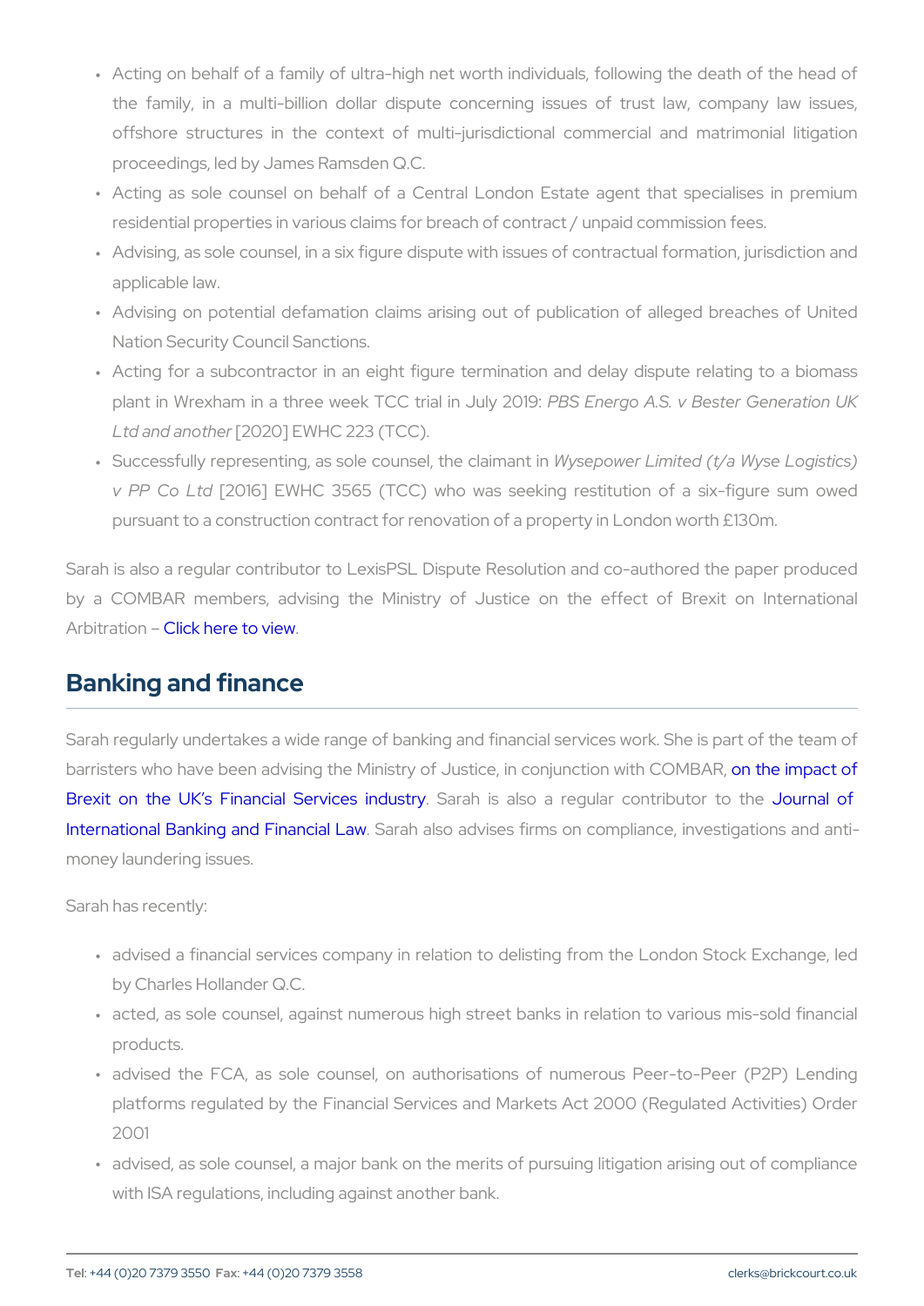- Acting on behalf of a family of ultra-high net worth individuals, following the death of the head of the family, in a multi-billion dollar dispute concerning issues of trust law, company law issues, offshore structures in the context of multi-jurisdictional commercial and matrimonial litigation proceedings, led by James Ramsden Q.C.
- Acting as sole counsel on behalf of a Central London Estate agent that specialises in premium residential properties in various claims for breach of contract / unpaid commission fees.
- Advising, as sole counsel, in a six figure dispute with issues of contractual formation, jurisdiction and applicable law.
- Advising on potential defamation claims arising out of publication of alleged breaches of United Nation Security Council Sanctions.
- Acting for a subcontractor in an eight figure termination and delay dispute relating to a biomass plant in Wrexham in a three week TCC trial in July 2019: *PBS Energo A.S. v Bester Generation UK Ltd and another* [2020] EWHC 223 (TCC).
- Successfully representing, as sole counsel, the claimant in *Wysepower Limited (t/a Wyse Logistics) v PP Co Ltd* [2016] EWHC 3565 (TCC) who was seeking restitution of a six-figure sum owed pursuant to a construction contract for renovation of a property in London worth £130m.

Sarah is also a regular contributor to LexisPSL Dispute Resolution and co-authored the paper produced by a COMBAR members, advising the Ministry of Justice on the effect of Brexit on International Arbitration – Click here to view.

## Banking and finance

Sarah regularly undertakes a wide range of banking and financial services work. She is part of the team of barristers who have been advising the Ministry of Justice, in conjunction with COMBAR, on the impact of Brexit on the UK's Financial Services industry. Sarah is also a regular contributor to the Journal of International Banking and Financial Law. Sarah also advises firms on compliance, investigations and anti-money laundering issues.

Sarah has recently:

- advised a financial services company in relation to delisting from the London Stock Exchange, led by Charles Hollander Q.C.
- acted, as sole counsel, against numerous high street banks in relation to various mis-sold financial products.
- advised the FCA, as sole counsel, on authorisations of numerous Peer-to-Peer (P2P) Lending platforms regulated by the Financial Services and Markets Act 2000 (Regulated Activities) Order 2001
- advised, as sole counsel, a major bank on the merits of pursuing litigation arising out of compliance with ISA regulations, including against another bank.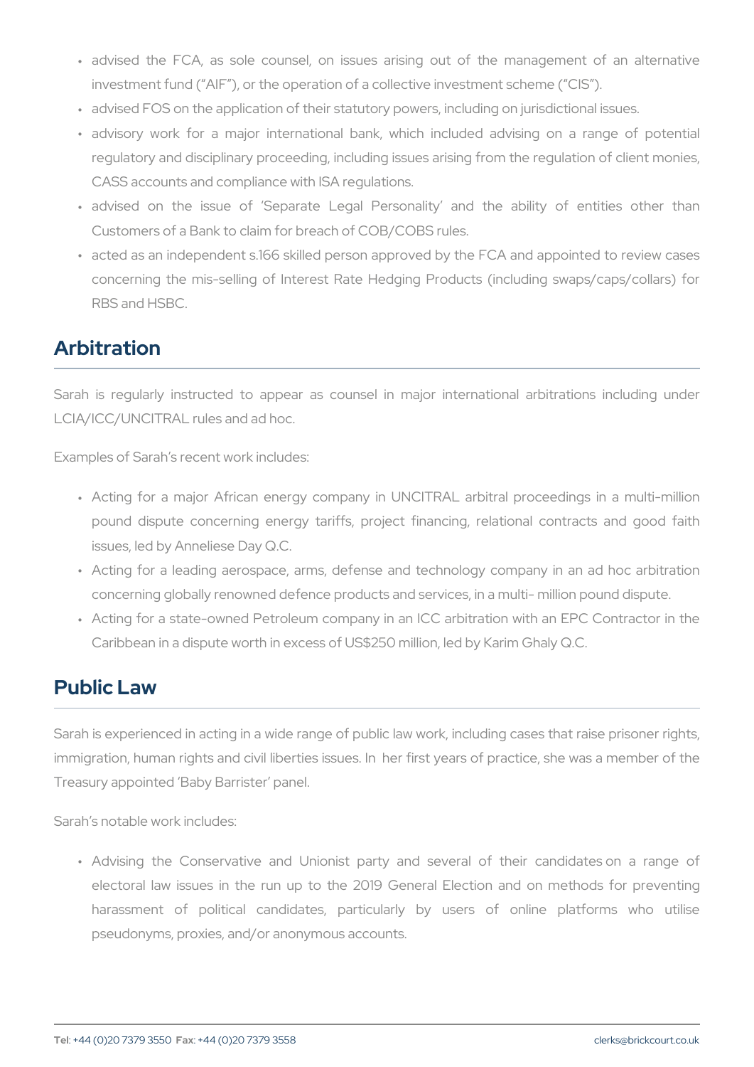- advised the FCA, as sole counsel, on issues arising out of the management of an alternative investment fund ("AIF"), or the operation of a collective investment scheme ("CIS").
- advised FOS on the application of their statutory powers, including on jurisdictional issues.
- advisory work for a major international bank, which included advising on a range of potential regulatory and disciplinary proceeding, including issues arising from the regulation of client monies, CASS accounts and compliance with ISA regulations.
- advised on the issue of 'Separate Legal Personality' and the ability of entities other than Customers of a Bank to claim for breach of COB/COBS rules.
- acted as an independent s.166 skilled person approved by the FCA and appointed to review cases concerning the mis-selling of Interest Rate Hedging Products (including swaps/caps/collars) for RBS and HSBC.

## Arbitration

Sarah is regularly instructed to appear as counsel in major international arbitrations including under LCIA/ICC/UNCITRAL rules and ad hoc.

Examples of Sarah's recent work includes:

- Acting for a major African energy company in UNCITRAL arbitral proceedings in a multi-million pound dispute concerning energy tariffs, project financing, relational contracts and good faith issues, led by Anneliese Day Q.C.
- Acting for a leading aerospace, arms, defense and technology company in an ad hoc arbitration concerning globally renowned defence products and services, in a multi- million pound dispute.
- Acting for a state-owned Petroleum company in an ICC arbitration with an EPC Contractor in the Caribbean in a dispute worth in excess of US$250 million, led by Karim Ghaly Q.C.

## Public Law

Sarah is experienced in acting in a wide range of public law work, including cases that raise prisoner rights, immigration, human rights and civil liberties issues. In her first years of practice, she was a member of the Treasury appointed 'Baby Barrister' panel.

Sarah's notable work includes:

- Advising the Conservative and Unionist party and several of their candidates on a range of electoral law issues in the run up to the 2019 General Election and on methods for preventing harassment of political candidates, particularly by users of online platforms who utilise pseudonyms, proxies, and/or anonymous accounts.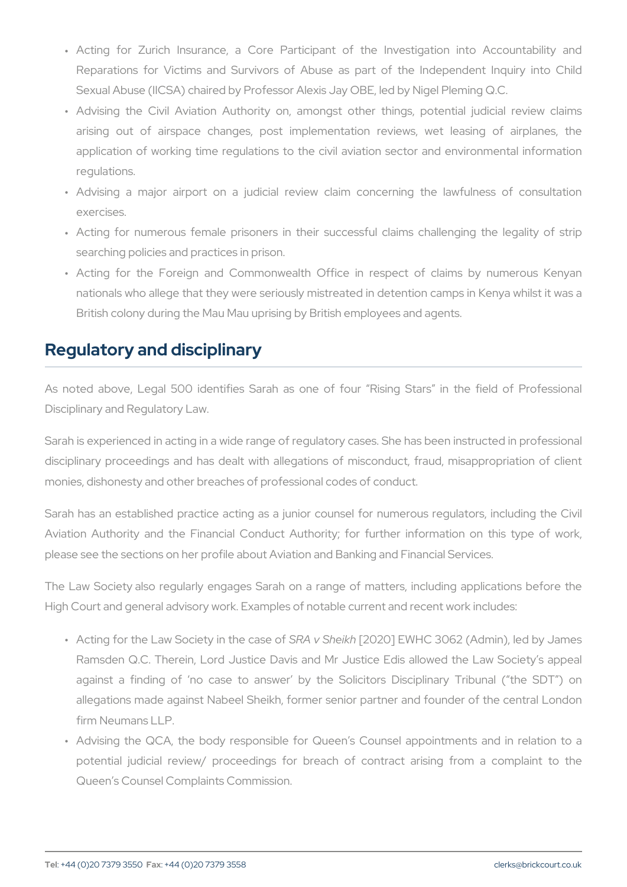- Acting for Zurich Insurance, a Core Participant of the Investigation into Accountability and Reparations for Victims and Survivors of Abuse as part of the Independent Inquiry into Child Sexual Abuse (IICSA) chaired by Professor Alexis Jay OBE, led by Nigel Pleming Q.C.
- Advising the Civil Aviation Authority on, amongst other things, potential judicial review claims arising out of airspace changes, post implementation reviews, wet leasing of airplanes, the application of working time regulations to the civil aviation sector and environmental information regulations.
- Advising a major airport on a judicial review claim concerning the lawfulness of consultation exercises.
- Acting for numerous female prisoners in their successful claims challenging the legality of strip searching policies and practices in prison.
- Acting for the Foreign and Commonwealth Office in respect of claims by numerous Kenyan nationals who allege that they were seriously mistreated in detention camps in Kenya whilst it was a British colony during the Mau Mau uprising by British employees and agents.

## Regulatory and disciplinary

As noted above, Legal 500 identifies Sarah as one of four "Rising Stars" in the field of Professional Disciplinary and Regulatory Law.

Sarah is experienced in acting in a wide range of regulatory cases. She has been instructed in professional disciplinary proceedings and has dealt with allegations of misconduct, fraud, misappropriation of client monies, dishonesty and other breaches of professional codes of conduct.

Sarah has an established practice acting as a junior counsel for numerous regulators, including the Civil Aviation Authority and the Financial Conduct Authority; for further information on this type of work, please see the sections on her profile about Aviation and Banking and Financial Services.

The Law Society also regularly engages Sarah on a range of matters, including applications before the High Court and general advisory work. Examples of notable current and recent work includes:

- Acting for the Law Society in the case of *SRA v Sheikh* [2020] EWHC 3062 (Admin), led by James Ramsden Q.C. Therein, Lord Justice Davis and Mr Justice Edis allowed the Law Society's appeal against a finding of 'no case to answer' by the Solicitors Disciplinary Tribunal ("the SDT") on allegations made against Nabeel Sheikh, former senior partner and founder of the central London firm Neumans LLP.
- Advising the QCA, the body responsible for Queen's Counsel appointments and in relation to a potential judicial review/ proceedings for breach of contract arising from a complaint to the Queen's Counsel Complaints Commission.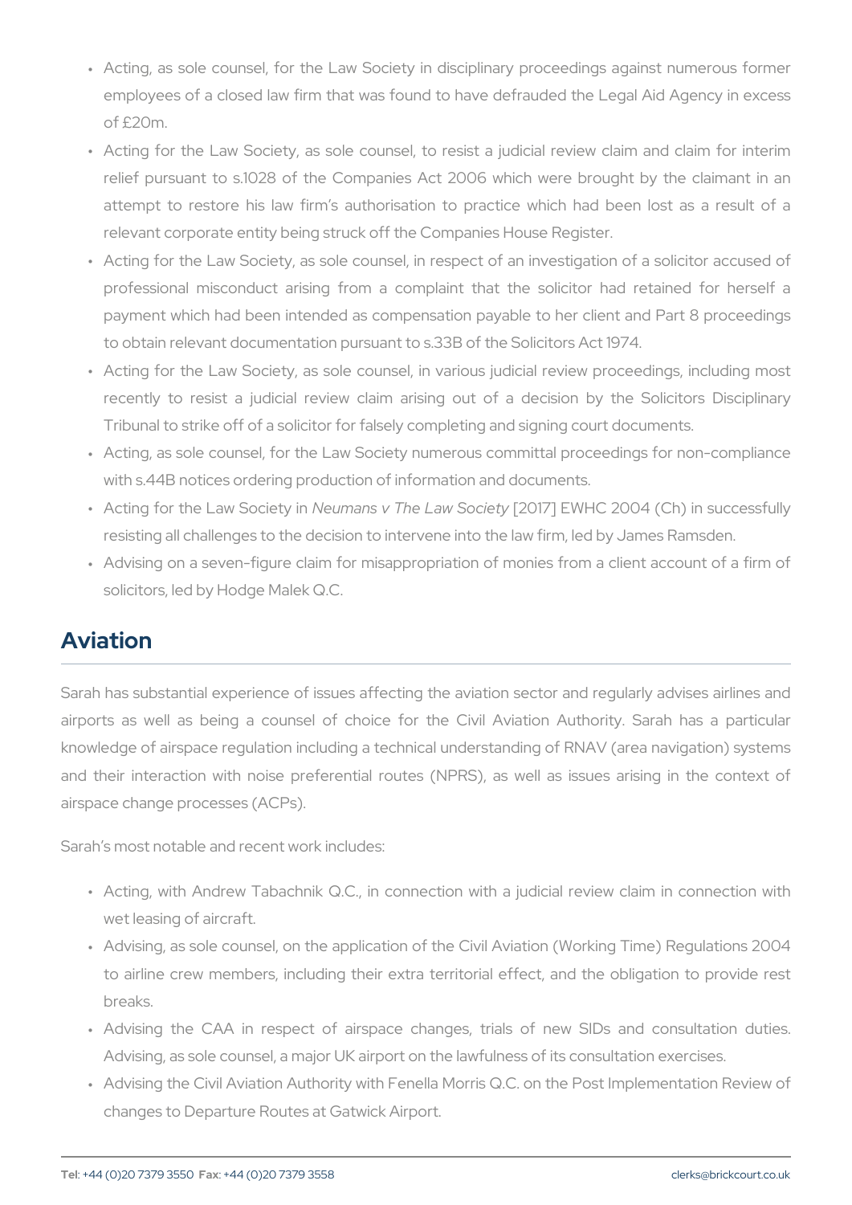- Acting, as sole counsel, for the Law Society in disciplinary proceedings against numerous former employees of a closed law firm that was found to have defrauded the Legal Aid Agency in excess of £20m.
- Acting for the Law Society, as sole counsel, to resist a judicial review claim and claim for interim relief pursuant to s.1028 of the Companies Act 2006 which were brought by the claimant in an attempt to restore his law firm's authorisation to practice which had been lost as a result of a relevant corporate entity being struck off the Companies House Register.
- Acting for the Law Society, as sole counsel, in respect of an investigation of a solicitor accused of professional misconduct arising from a complaint that the solicitor had retained for herself a payment which had been intended as compensation payable to her client and Part 8 proceedings to obtain relevant documentation pursuant to s.33B of the Solicitors Act 1974.
- Acting for the Law Society, as sole counsel, in various judicial review proceedings, including most recently to resist a judicial review claim arising out of a decision by the Solicitors Disciplinary Tribunal to strike off of a solicitor for falsely completing and signing court documents.
- Acting, as sole counsel, for the Law Society numerous committal proceedings for non-compliance with s.44B notices ordering production of information and documents.
- Acting for the Law Society in *Neumans v The Law Society* [2017] EWHC 2004 (Ch) in successfully resisting all challenges to the decision to intervene into the law firm, led by James Ramsden.
- Advising on a seven-figure claim for misappropriation of monies from a client account of a firm of solicitors, led by Hodge Malek Q.C.

## Aviation

Sarah has substantial experience of issues affecting the aviation sector and regularly advises airlines and airports as well as being a counsel of choice for the Civil Aviation Authority. Sarah has a particular knowledge of airspace regulation including a technical understanding of RNAV (area navigation) systems and their interaction with noise preferential routes (NPRS), as well as issues arising in the context of airspace change processes (ACPs).

Sarah's most notable and recent work includes:

- Acting, with Andrew Tabachnik Q.C., in connection with a judicial review claim in connection with wet leasing of aircraft.
- Advising, as sole counsel, on the application of the Civil Aviation (Working Time) Regulations 2004 to airline crew members, including their extra territorial effect, and the obligation to provide rest breaks.
- Advising the CAA in respect of airspace changes, trials of new SIDs and consultation duties. Advising, as sole counsel, a major UK airport on the lawfulness of its consultation exercises.
- Advising the Civil Aviation Authority with Fenella Morris Q.C. on the Post Implementation Review of changes to Departure Routes at Gatwick Airport.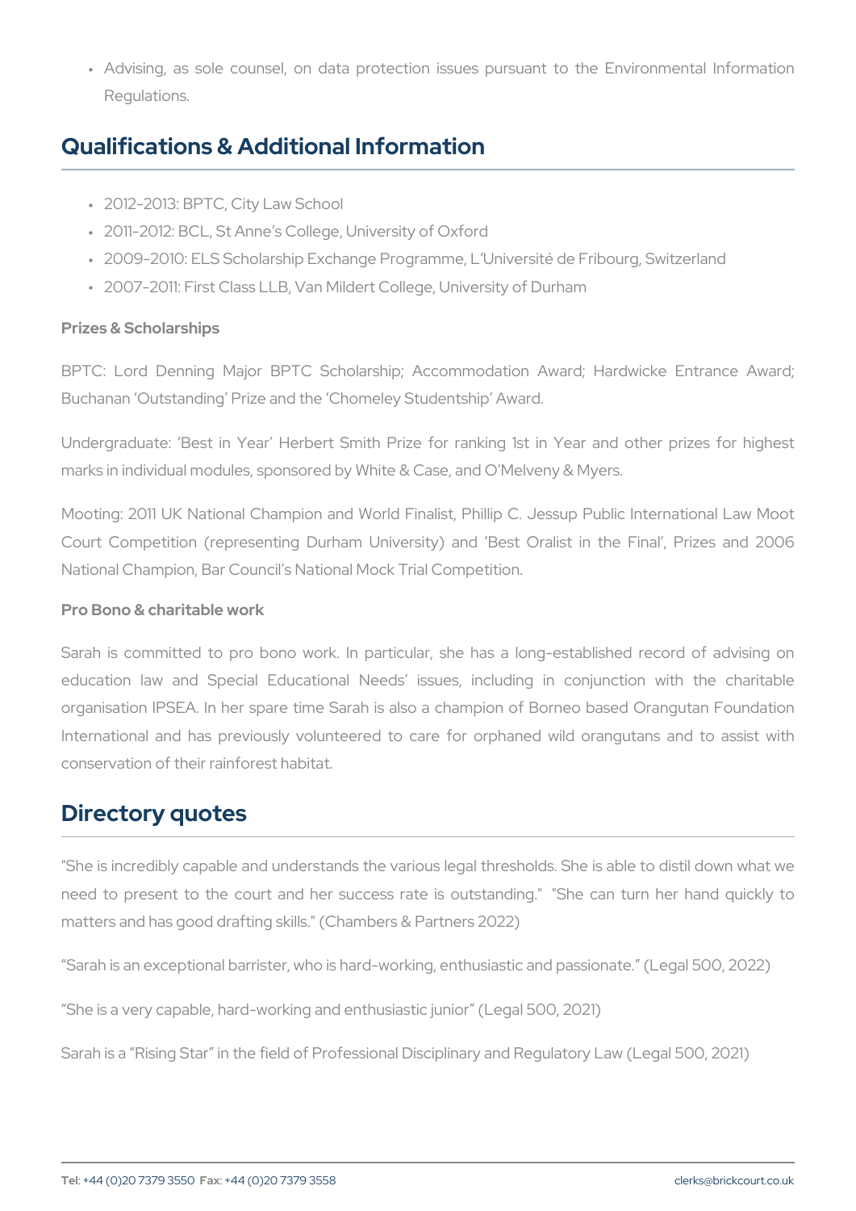- Advising, as sole counsel, on data protection issues pursuant to the Environmental Information Regulations.

## Qualifications & Additional Information

- 2012-2013: BPTC, City Law School
- 2011-2012: BCL, St Anne's College, University of Oxford
- 2009-2010: ELS Scholarship Exchange Programme, L'Université de Fribourg, Switzerland
- 2007-2011: First Class LLB, Van Mildert College, University of Durham

### Prizes & Scholarships

BPTC: Lord Denning Major BPTC Scholarship; Accommodation Award; Hardwicke Entrance Award; Buchanan 'Outstanding' Prize and the 'Chomeley Studentship' Award.

Undergraduate: 'Best in Year' Herbert Smith Prize for ranking 1st in Year and other prizes for highest marks in individual modules, sponsored by White & Case, and O'Melveny & Myers.

Mooting: 2011 UK National Champion and World Finalist, Phillip C. Jessup Public International Law Moot Court Competition (representing Durham University) and 'Best Oralist in the Final', Prizes and 2006 National Champion, Bar Council's National Mock Trial Competition.

### Pro Bono & charitable work

Sarah is committed to pro bono work. In particular, she has a long-established record of advising on education law and Special Educational Needs' issues, including in conjunction with the charitable organisation IPSEA. In her spare time Sarah is also a champion of Borneo based Orangutan Foundation International and has previously volunteered to care for orphaned wild orangutans and to assist with conservation of their rainforest habitat.

## Directory quotes

"She is incredibly capable and understands the various legal thresholds. She is able to distil down what we need to present to the court and her success rate is outstanding." "She can turn her hand quickly to matters and has good drafting skills." (Chambers & Partners 2022)

"Sarah is an exceptional barrister, who is hard-working, enthusiastic and passionate." (Legal 500, 2022)

"She is a very capable, hard-working and enthusiastic junior" (Legal 500, 2021)

Sarah is a "Rising Star" in the field of Professional Disciplinary and Regulatory Law (Legal 500, 2021)